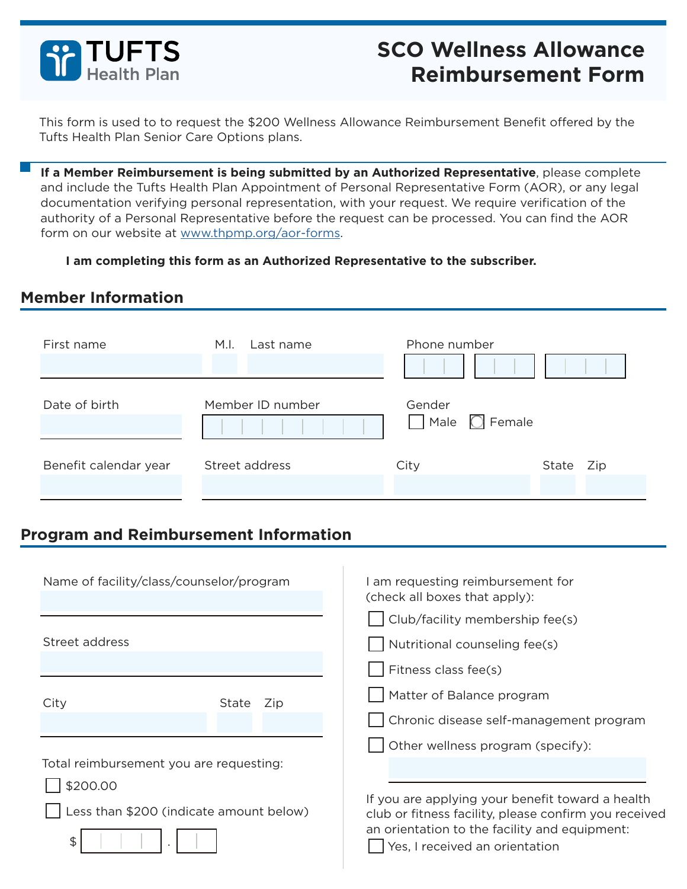# SCO Wellness Allowance Reimbursement Form

TUFTS Health Plan

This form is used to to request the $200 Wellness Allowance Reimbursement Benefit offered by the Tufts Health Plan Senior Care Options plans.

**If a Member Reimbursement is being submitted by an Authorized Representative**, please complete and include the Tufts Health Plan Appointment of Personal Representative Form (AOR), or any legal documentation verifying personal representation, with your request. We require verification of the authority of a Personal Representative before the request can be processed. You can find the AOR form on our website at www.thpmp.org/aor-forms.

**I am completing this form as an Authorized Representative to the subscriber.**

## Member Information

First name

M.I.

Last name

Phone number

Date of birth

Member ID number

Gender

☐ Male ☐ Female

Benefit calendar year

Street address

City

State

Zip

## Program and Reimbursement Information

Name of facility/class/counselor/program

Street address

City

State

Zip

Total reimbursement you are requesting:

☐ $200.00

☐ Less than $200 (indicate amount below)

$ .

I am requesting reimbursement for (check all boxes that apply):

☐ Club/facility membership fee(s)

☐ Nutritional counseling fee(s)

☐ Fitness class fee(s)

☐ Matter of Balance program

☐ Chronic disease self-management program

☐ Other wellness program (specify):

If you are applying your benefit toward a health club or fitness facility, please confirm you received an orientation to the facility and equipment:

☐ Yes, I received an orientation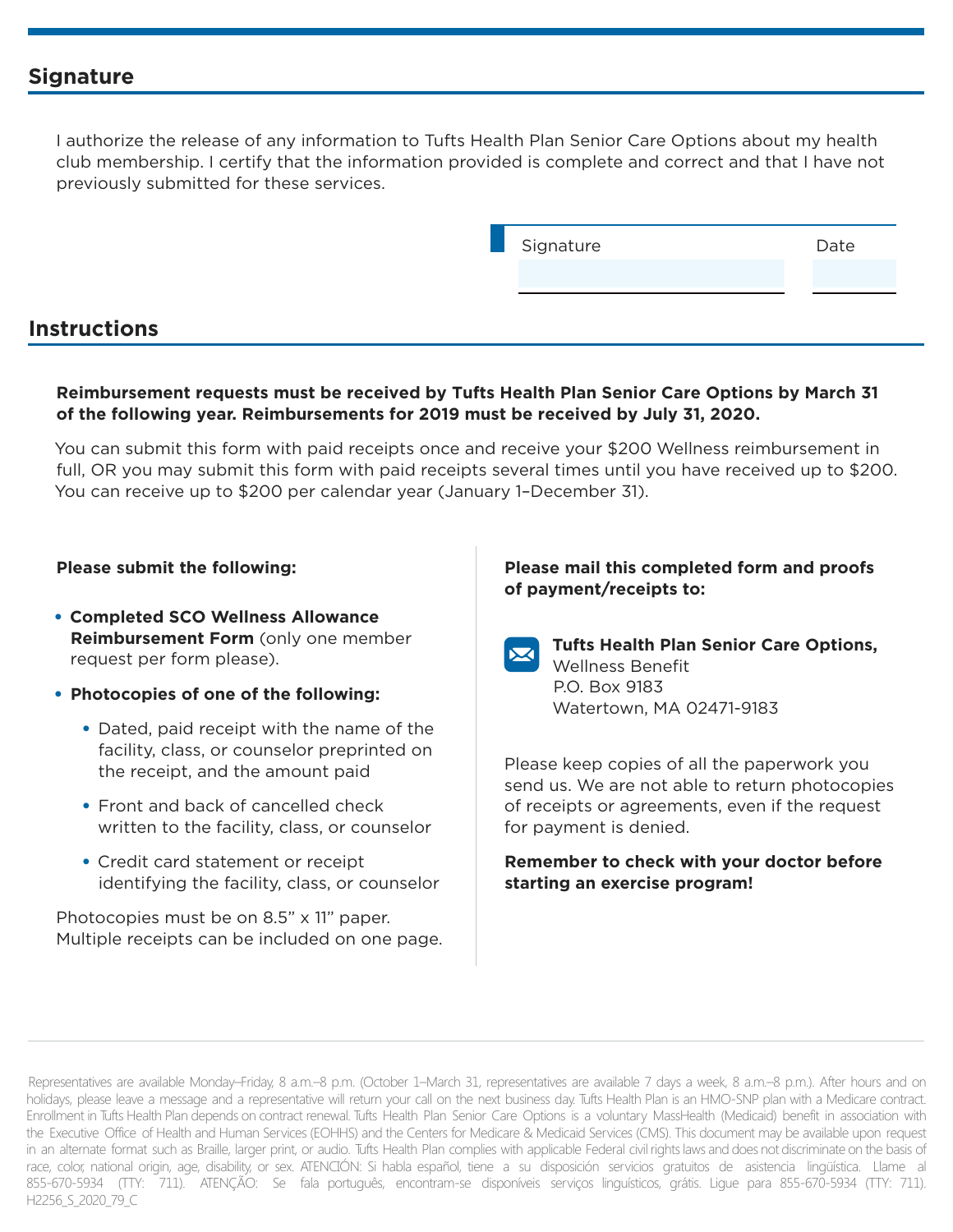## Signature

I authorize the release of any information to Tufts Health Plan Senior Care Options about my health club membership. I certify that the information provided is complete and correct and that I have not previously submitted for these services.

| Signature | Date |
| --- | --- |
| | |

## Instructions

**Reimbursement requests must be received by Tufts Health Plan Senior Care Options by March 31 of the following year. Reimbursements for 2019 must be received by July 31, 2020.**

You can submit this form with paid receipts once and receive your $200 Wellness reimbursement in full, OR you may submit this form with paid receipts several times until you have received up to $200. You can receive up to $200 per calendar year (January 1–December 31).

**Please submit the following:**

- **Completed SCO Wellness Allowance Reimbursement Form** (only one member request per form please).
- **Photocopies of one of the following:**
  - Dated, paid receipt with the name of the facility, class, or counselor preprinted on the receipt, and the amount paid
  - Front and back of cancelled check written to the facility, class, or counselor
  - Credit card statement or receipt identifying the facility, class, or counselor

Photocopies must be on 8.5" x 11" paper. Multiple receipts can be included on one page.

**Please mail this completed form and proofs of payment/receipts to:**

**Tufts Health Plan Senior Care Options,**
Wellness Benefit
P.O. Box 9183
Watertown, MA 02471-9183

Please keep copies of all the paperwork you send us. We are not able to return photocopies of receipts or agreements, even if the request for payment is denied.

**Remember to check with your doctor before starting an exercise program!**

Representatives are available Monday–Friday, 8 a.m.–8 p.m. (October 1–March 31, representatives are available 7 days a week, 8 a.m.–8 p.m.). After hours and on holidays, please leave a message and a representative will return your call on the next business day. Tufts Health Plan is an HMO-SNP plan with a Medicare contract. Enrollment in Tufts Health Plan depends on contract renewal. Tufts Health Plan Senior Care Options is a voluntary MassHealth (Medicaid) benefit in association with the Executive Office of Health and Human Services (EOHHS) and the Centers for Medicare & Medicaid Services (CMS). This document may be available upon request in an alternate format such as Braille, larger print, or audio. Tufts Health Plan complies with applicable Federal civil rights laws and does not discriminate on the basis of race, color, national origin, age, disability, or sex. ATENCIÓN: Si habla español, tiene a su disposición servicios gratuitos de asistencia lingüística. Llame al 855-670-5934 (TTY: 711). ATENÇÃO: Se fala português, encontram-se disponíveis serviços linguísticos, grátis. Ligue para 855-670-5934 (TTY: 711). H2256_S_2020_79_C